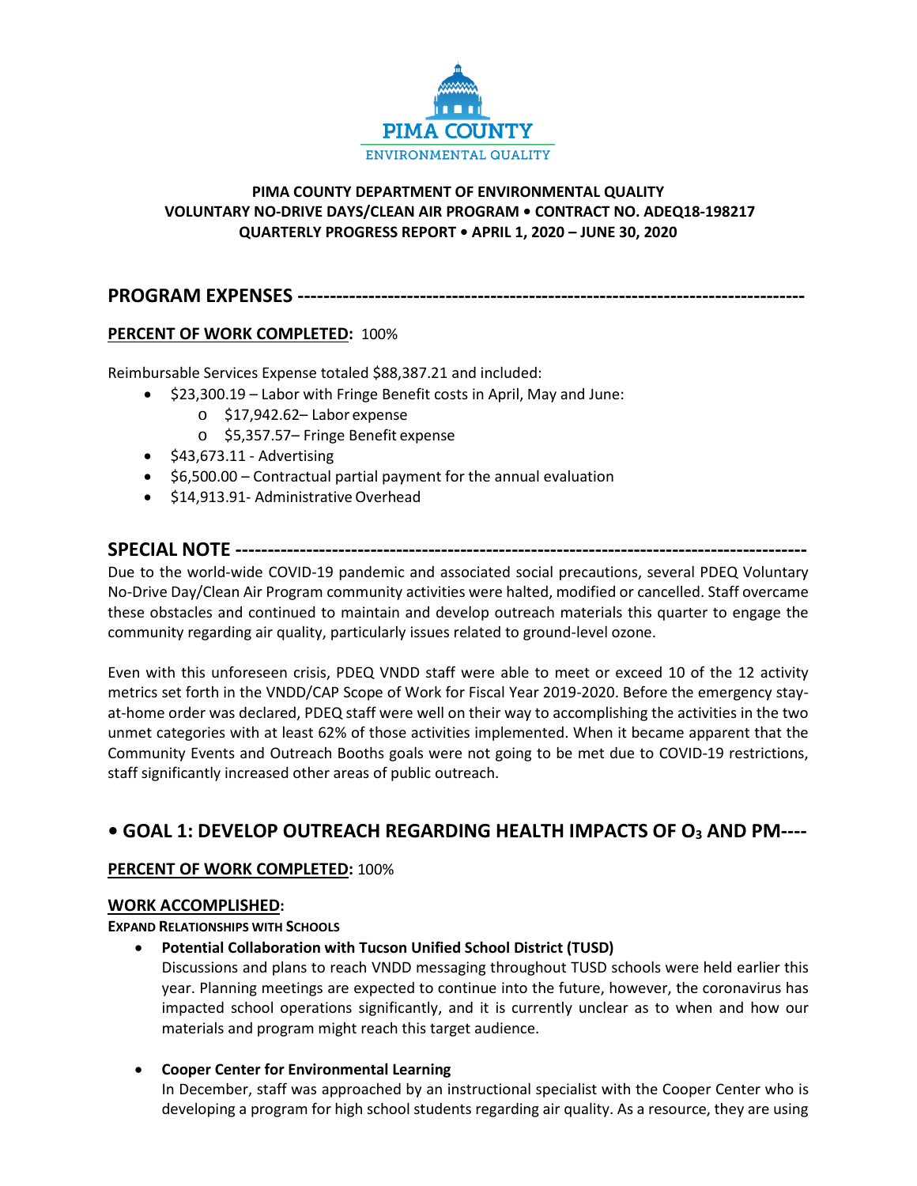PIMA COUNTY
ENVIRONMENTAL QUALITY

**PIMA COUNTY DEPARTMENT OF ENVIRONMENTAL QUALITY**
**VOLUNTARY NO-DRIVE DAYS/CLEAN AIR PROGRAM • CONTRACT NO. ADEQ18-198217**
**QUARTERLY PROGRESS REPORT • APRIL 1, 2020 – JUNE 30, 2020**

## PROGRAM EXPENSES ---------------------------------------------------------------------------

**PERCENT OF WORK COMPLETED:** 100%

Reimbursable Services Expense totaled $88,387.21 and included:

- $23,300.19 – Labor with Fringe Benefit costs in April, May and June:
  - $17,942.62– Labor expense
  - $5,357.57– Fringe Benefit expense
- $43,673.11 - Advertising
- $6,500.00 – Contractual partial payment for the annual evaluation
- $14,913.91- Administrative Overhead

## SPECIAL NOTE ---------------------------------------------------------------------------------------

Due to the world-wide COVID-19 pandemic and associated social precautions, several PDEQ Voluntary No-Drive Day/Clean Air Program community activities were halted, modified or cancelled. Staff overcame these obstacles and continued to maintain and develop outreach materials this quarter to engage the community regarding air quality, particularly issues related to ground-level ozone.

Even with this unforeseen crisis, PDEQ VNDD staff were able to meet or exceed 10 of the 12 activity metrics set forth in the VNDD/CAP Scope of Work for Fiscal Year 2019-2020. Before the emergency stay-at-home order was declared, PDEQ staff were well on their way to accomplishing the activities in the two unmet categories with at least 62% of those activities implemented. When it became apparent that the Community Events and Outreach Booths goals were not going to be met due to COVID-19 restrictions, staff significantly increased other areas of public outreach.

## • GOAL 1: DEVELOP OUTREACH REGARDING HEALTH IMPACTS OF $O_3$ AND PM----

**PERCENT OF WORK COMPLETED:** 100%

**WORK ACCOMPLISHED:**

**EXPAND RELATIONSHIPS WITH SCHOOLS**

- **Potential Collaboration with Tucson Unified School District (TUSD)**
  Discussions and plans to reach VNDD messaging throughout TUSD schools were held earlier this year. Planning meetings are expected to continue into the future, however, the coronavirus has impacted school operations significantly, and it is currently unclear as to when and how our materials and program might reach this target audience.

- **Cooper Center for Environmental Learning**
  In December, staff was approached by an instructional specialist with the Cooper Center who is developing a program for high school students regarding air quality. As a resource, they are using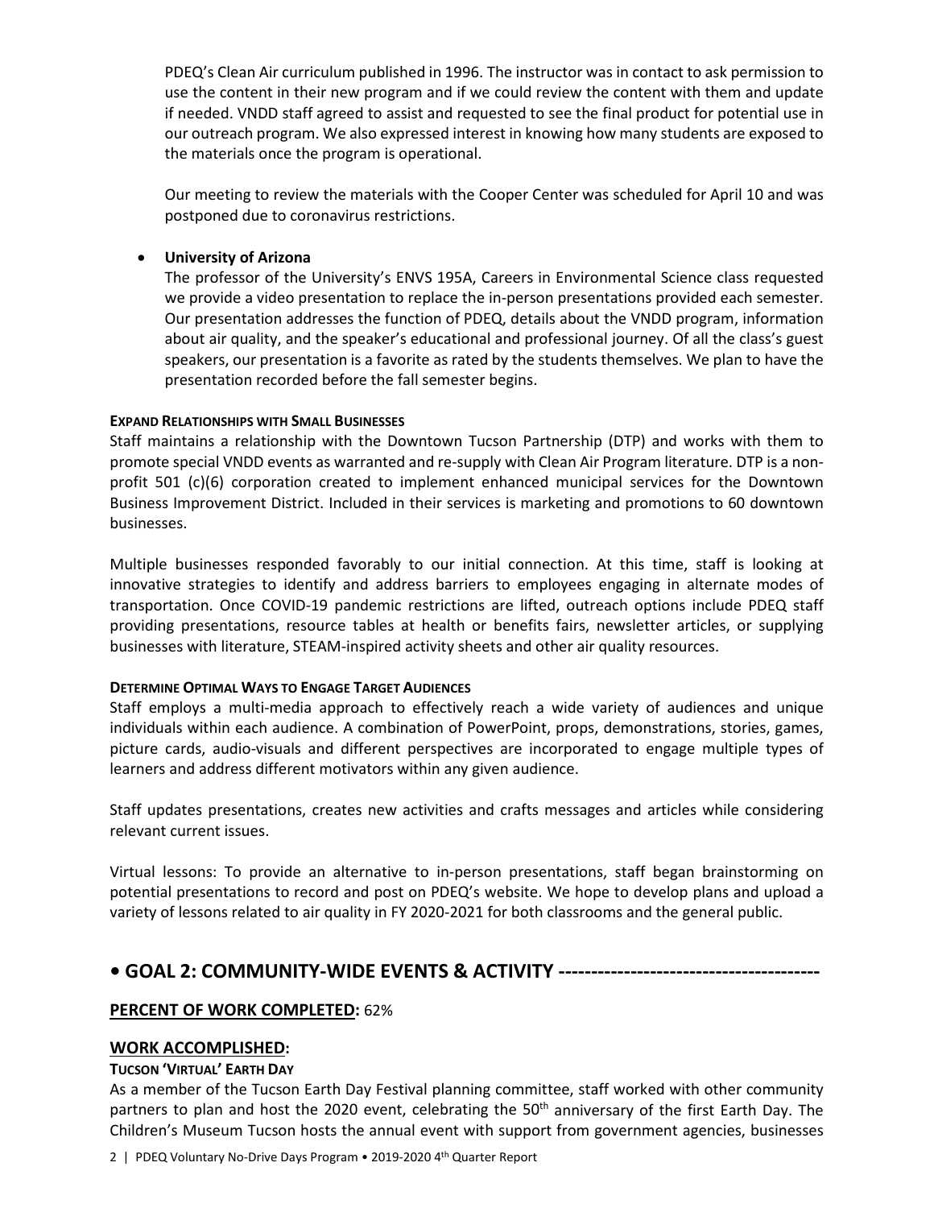PDEQ's Clean Air curriculum published in 1996. The instructor was in contact to ask permission to use the content in their new program and if we could review the content with them and update if needed. VNDD staff agreed to assist and requested to see the final product for potential use in our outreach program. We also expressed interest in knowing how many students are exposed to the materials once the program is operational.

Our meeting to review the materials with the Cooper Center was scheduled for April 10 and was postponed due to coronavirus restrictions.

- **University of Arizona**
  The professor of the University's ENVS 195A, Careers in Environmental Science class requested we provide a video presentation to replace the in-person presentations provided each semester. Our presentation addresses the function of PDEQ, details about the VNDD program, information about air quality, and the speaker's educational and professional journey. Of all the class's guest speakers, our presentation is a favorite as rated by the students themselves. We plan to have the presentation recorded before the fall semester begins.

#### EXPAND RELATIONSHIPS WITH SMALL BUSINESSES

Staff maintains a relationship with the Downtown Tucson Partnership (DTP) and works with them to promote special VNDD events as warranted and re-supply with Clean Air Program literature. DTP is a non-profit 501 (c)(6) corporation created to implement enhanced municipal services for the Downtown Business Improvement District. Included in their services is marketing and promotions to 60 downtown businesses.

Multiple businesses responded favorably to our initial connection. At this time, staff is looking at innovative strategies to identify and address barriers to employees engaging in alternate modes of transportation. Once COVID-19 pandemic restrictions are lifted, outreach options include PDEQ staff providing presentations, resource tables at health or benefits fairs, newsletter articles, or supplying businesses with literature, STEAM-inspired activity sheets and other air quality resources.

#### DETERMINE OPTIMAL WAYS TO ENGAGE TARGET AUDIENCES

Staff employs a multi-media approach to effectively reach a wide variety of audiences and unique individuals within each audience. A combination of PowerPoint, props, demonstrations, stories, games, picture cards, audio-visuals and different perspectives are incorporated to engage multiple types of learners and address different motivators within any given audience.

Staff updates presentations, creates new activities and crafts messages and articles while considering relevant current issues.

Virtual lessons: To provide an alternative to in-person presentations, staff began brainstorming on potential presentations to record and post on PDEQ's website. We hope to develop plans and upload a variety of lessons related to air quality in FY 2020-2021 for both classrooms and the general public.

## • GOAL 2: COMMUNITY-WIDE EVENTS & ACTIVITY ---------------------------------------

**PERCENT OF WORK COMPLETED:** 62%

### WORK ACCOMPLISHED:

#### TUCSON 'VIRTUAL' EARTH DAY

As a member of the Tucson Earth Day Festival planning committee, staff worked with other community partners to plan and host the 2020 event, celebrating the 50th anniversary of the first Earth Day. The Children's Museum Tucson hosts the annual event with support from government agencies, businesses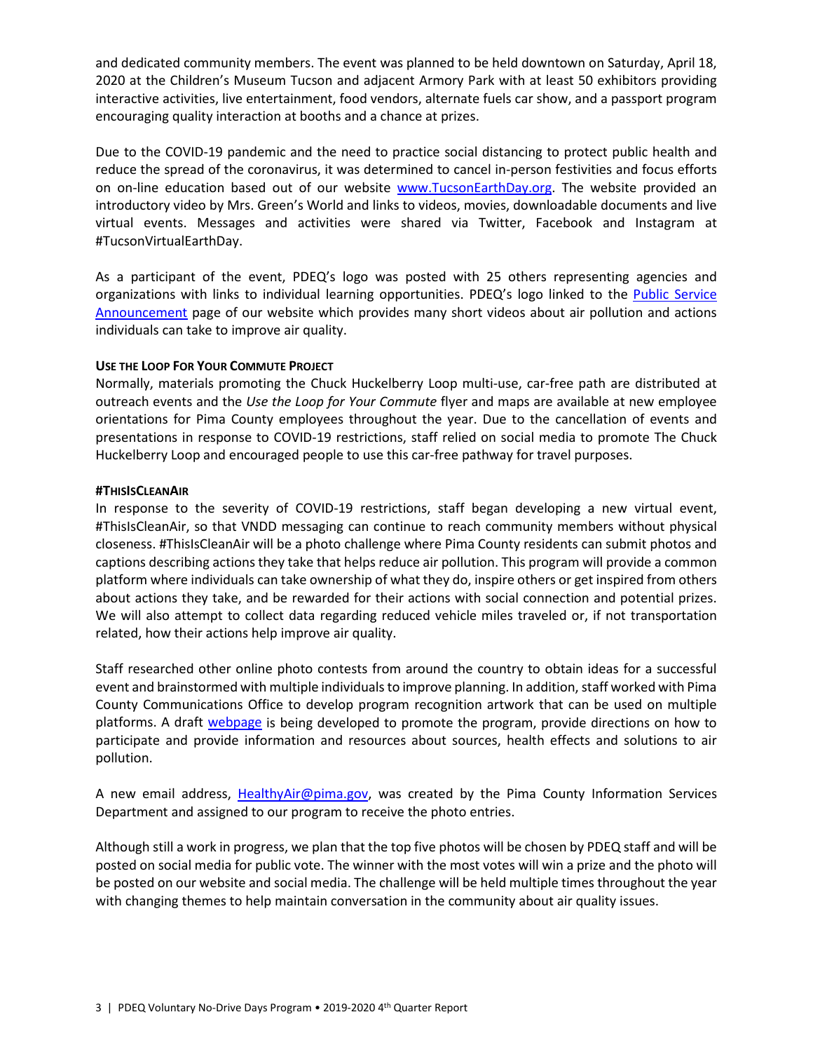and dedicated community members. The event was planned to be held downtown on Saturday, April 18, 2020 at the Children's Museum Tucson and adjacent Armory Park with at least 50 exhibitors providing interactive activities, live entertainment, food vendors, alternate fuels car show, and a passport program encouraging quality interaction at booths and a chance at prizes.

Due to the COVID-19 pandemic and the need to practice social distancing to protect public health and reduce the spread of the coronavirus, it was determined to cancel in-person festivities and focus efforts on on-line education based out of our website [www.TucsonEarthDay.org](http://www.TucsonEarthDay.org). The website provided an introductory video by Mrs. Green's World and links to videos, movies, downloadable documents and live virtual events. Messages and activities were shared via Twitter, Facebook and Instagram at #TucsonVirtualEarthDay.

As a participant of the event, PDEQ's logo was posted with 25 others representing agencies and organizations with links to individual learning opportunities. PDEQ's logo linked to the Public Service Announcement page of our website which provides many short videos about air pollution and actions individuals can take to improve air quality.

**USE THE LOOP FOR YOUR COMMUTE PROJECT**

Normally, materials promoting the Chuck Huckelberry Loop multi-use, car-free path are distributed at outreach events and the *Use the Loop for Your Commute* flyer and maps are available at new employee orientations for Pima County employees throughout the year. Due to the cancellation of events and presentations in response to COVID-19 restrictions, staff relied on social media to promote The Chuck Huckelberry Loop and encouraged people to use this car-free pathway for travel purposes.

**#THISISCLEANAIR**

In response to the severity of COVID-19 restrictions, staff began developing a new virtual event, #ThisIsCleanAir, so that VNDD messaging can continue to reach community members without physical closeness. #ThisIsCleanAir will be a photo challenge where Pima County residents can submit photos and captions describing actions they take that helps reduce air pollution. This program will provide a common platform where individuals can take ownership of what they do, inspire others or get inspired from others about actions they take, and be rewarded for their actions with social connection and potential prizes. We will also attempt to collect data regarding reduced vehicle miles traveled or, if not transportation related, how their actions help improve air quality.

Staff researched other online photo contests from around the country to obtain ideas for a successful event and brainstormed with multiple individuals to improve planning. In addition, staff worked with Pima County Communications Office to develop program recognition artwork that can be used on multiple platforms. A draft webpage is being developed to promote the program, provide directions on how to participate and provide information and resources about sources, health effects and solutions to air pollution.

A new email address, [HealthyAir@pima.gov](mailto:HealthyAir@pima.gov), was created by the Pima County Information Services Department and assigned to our program to receive the photo entries.

Although still a work in progress, we plan that the top five photos will be chosen by PDEQ staff and will be posted on social media for public vote. The winner with the most votes will win a prize and the photo will be posted on our website and social media. The challenge will be held multiple times throughout the year with changing themes to help maintain conversation in the community about air quality issues.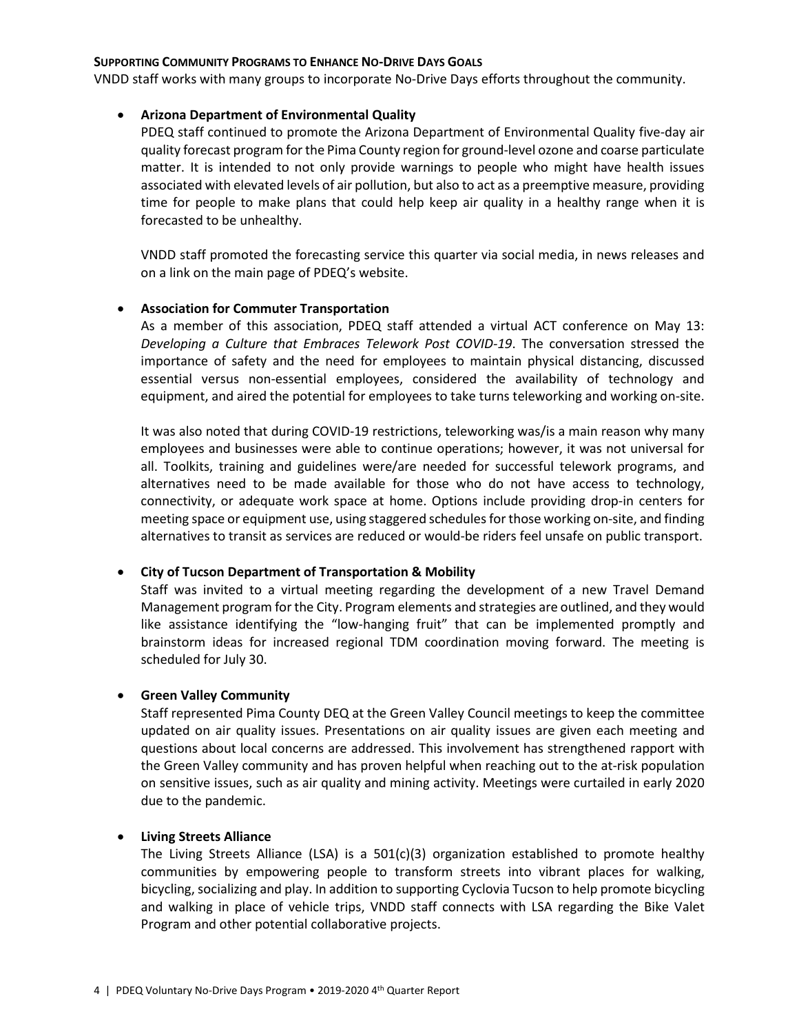#### SUPPORTING COMMUNITY PROGRAMS TO ENHANCE NO-DRIVE DAYS GOALS

VNDD staff works with many groups to incorporate No-Drive Days efforts throughout the community.

- **Arizona Department of Environmental Quality**

  PDEQ staff continued to promote the Arizona Department of Environmental Quality five-day air quality forecast program for the Pima County region for ground-level ozone and coarse particulate matter. It is intended to not only provide warnings to people who might have health issues associated with elevated levels of air pollution, but also to act as a preemptive measure, providing time for people to make plans that could help keep air quality in a healthy range when it is forecasted to be unhealthy.

  VNDD staff promoted the forecasting service this quarter via social media, in news releases and on a link on the main page of PDEQ's website.

- **Association for Commuter Transportation**

  As a member of this association, PDEQ staff attended a virtual ACT conference on May 13: *Developing a Culture that Embraces Telework Post COVID-19*. The conversation stressed the importance of safety and the need for employees to maintain physical distancing, discussed essential versus non-essential employees, considered the availability of technology and equipment, and aired the potential for employees to take turns teleworking and working on-site.

  It was also noted that during COVID-19 restrictions, teleworking was/is a main reason why many employees and businesses were able to continue operations; however, it was not universal for all. Toolkits, training and guidelines were/are needed for successful telework programs, and alternatives need to be made available for those who do not have access to technology, connectivity, or adequate work space at home. Options include providing drop-in centers for meeting space or equipment use, using staggered schedules for those working on-site, and finding alternatives to transit as services are reduced or would-be riders feel unsafe on public transport.

- **City of Tucson Department of Transportation & Mobility**

  Staff was invited to a virtual meeting regarding the development of a new Travel Demand Management program for the City. Program elements and strategies are outlined, and they would like assistance identifying the "low-hanging fruit" that can be implemented promptly and brainstorm ideas for increased regional TDM coordination moving forward. The meeting is scheduled for July 30.

- **Green Valley Community**

  Staff represented Pima County DEQ at the Green Valley Council meetings to keep the committee updated on air quality issues. Presentations on air quality issues are given each meeting and questions about local concerns are addressed. This involvement has strengthened rapport with the Green Valley community and has proven helpful when reaching out to the at-risk population on sensitive issues, such as air quality and mining activity. Meetings were curtailed in early 2020 due to the pandemic.

- **Living Streets Alliance**

  The Living Streets Alliance (LSA) is a 501(c)(3) organization established to promote healthy communities by empowering people to transform streets into vibrant places for walking, bicycling, socializing and play. In addition to supporting Cyclovia Tucson to help promote bicycling and walking in place of vehicle trips, VNDD staff connects with LSA regarding the Bike Valet Program and other potential collaborative projects.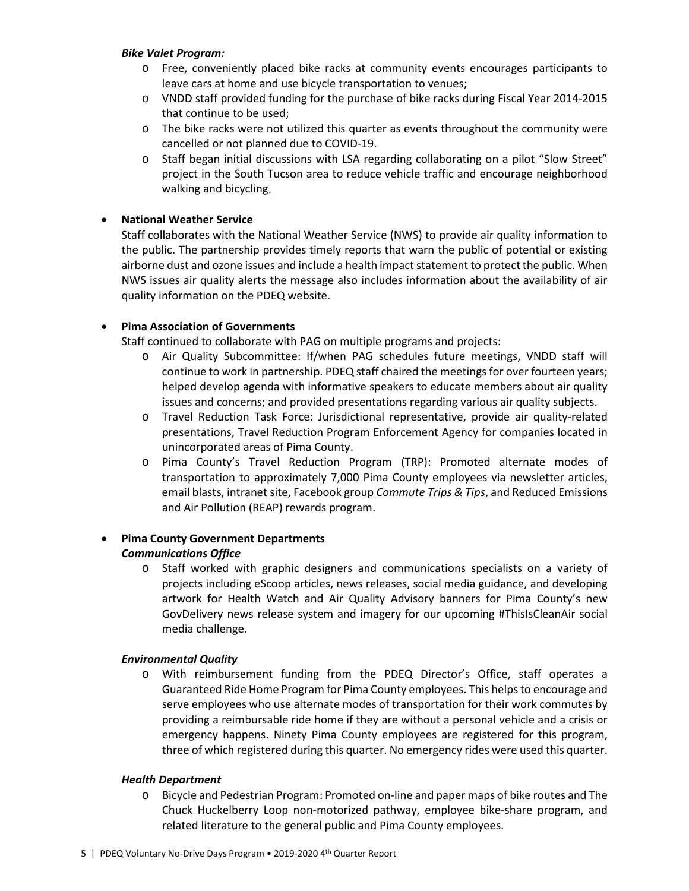***Bike Valet Program:***

- Free, conveniently placed bike racks at community events encourages participants to leave cars at home and use bicycle transportation to venues;
- VNDD staff provided funding for the purchase of bike racks during Fiscal Year 2014-2015 that continue to be used;
- The bike racks were not utilized this quarter as events throughout the community were cancelled or not planned due to COVID-19.
- Staff began initial discussions with LSA regarding collaborating on a pilot "Slow Street" project in the South Tucson area to reduce vehicle traffic and encourage neighborhood walking and bicycling.

- **National Weather Service**

  Staff collaborates with the National Weather Service (NWS) to provide air quality information to the public. The partnership provides timely reports that warn the public of potential or existing airborne dust and ozone issues and include a health impact statement to protect the public. When NWS issues air quality alerts the message also includes information about the availability of air quality information on the PDEQ website.

- **Pima Association of Governments**

  Staff continued to collaborate with PAG on multiple programs and projects:

  - Air Quality Subcommittee: If/when PAG schedules future meetings, VNDD staff will continue to work in partnership. PDEQ staff chaired the meetings for over fourteen years; helped develop agenda with informative speakers to educate members about air quality issues and concerns; and provided presentations regarding various air quality subjects.
  - Travel Reduction Task Force: Jurisdictional representative, provide air quality-related presentations, Travel Reduction Program Enforcement Agency for companies located in unincorporated areas of Pima County.
  - Pima County's Travel Reduction Program (TRP): Promoted alternate modes of transportation to approximately 7,000 Pima County employees via newsletter articles, email blasts, intranet site, Facebook group *Commute Trips & Tips*, and Reduced Emissions and Air Pollution (REAP) rewards program.

- **Pima County Government Departments**

  ***Communications Office***

  - Staff worked with graphic designers and communications specialists on a variety of projects including eScoop articles, news releases, social media guidance, and developing artwork for Health Watch and Air Quality Advisory banners for Pima County's new GovDelivery news release system and imagery for our upcoming #ThisIsCleanAir social media challenge.

  ***Environmental Quality***

  - With reimbursement funding from the PDEQ Director's Office, staff operates a Guaranteed Ride Home Program for Pima County employees. This helps to encourage and serve employees who use alternate modes of transportation for their work commutes by providing a reimbursable ride home if they are without a personal vehicle and a crisis or emergency happens. Ninety Pima County employees are registered for this program, three of which registered during this quarter. No emergency rides were used this quarter.

  ***Health Department***

  - Bicycle and Pedestrian Program: Promoted on-line and paper maps of bike routes and The Chuck Huckelberry Loop non-motorized pathway, employee bike-share program, and related literature to the general public and Pima County employees.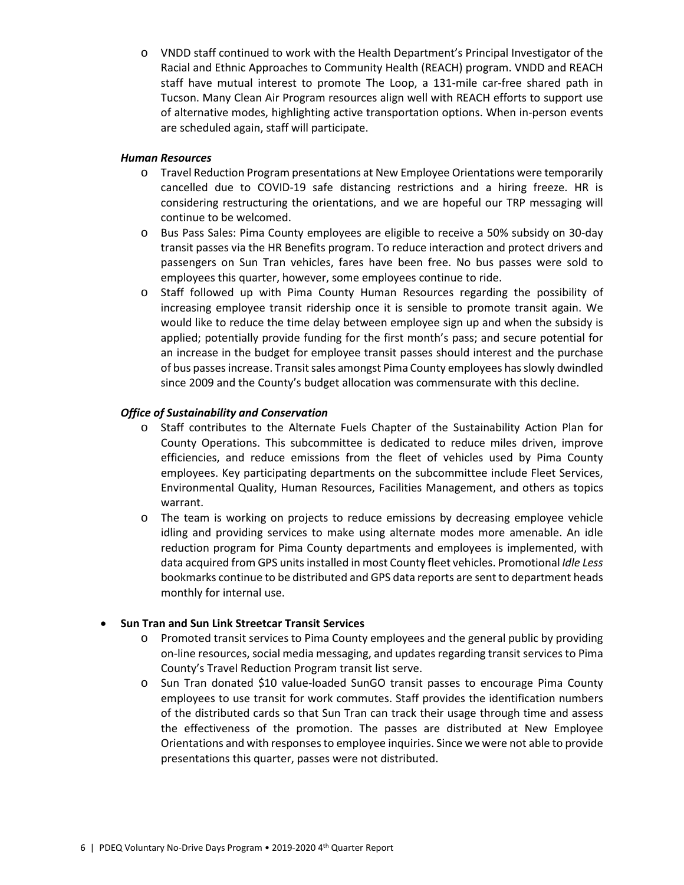- VNDD staff continued to work with the Health Department's Principal Investigator of the Racial and Ethnic Approaches to Community Health (REACH) program. VNDD and REACH staff have mutual interest to promote The Loop, a 131-mile car-free shared path in Tucson. Many Clean Air Program resources align well with REACH efforts to support use of alternative modes, highlighting active transportation options. When in-person events are scheduled again, staff will participate.

***Human Resources***

- Travel Reduction Program presentations at New Employee Orientations were temporarily cancelled due to COVID-19 safe distancing restrictions and a hiring freeze. HR is considering restructuring the orientations, and we are hopeful our TRP messaging will continue to be welcomed.
- Bus Pass Sales: Pima County employees are eligible to receive a 50% subsidy on 30-day transit passes via the HR Benefits program. To reduce interaction and protect drivers and passengers on Sun Tran vehicles, fares have been free. No bus passes were sold to employees this quarter, however, some employees continue to ride.
- Staff followed up with Pima County Human Resources regarding the possibility of increasing employee transit ridership once it is sensible to promote transit again. We would like to reduce the time delay between employee sign up and when the subsidy is applied; potentially provide funding for the first month's pass; and secure potential for an increase in the budget for employee transit passes should interest and the purchase of bus passes increase. Transit sales amongst Pima County employees has slowly dwindled since 2009 and the County's budget allocation was commensurate with this decline.

***Office of Sustainability and Conservation***

- Staff contributes to the Alternate Fuels Chapter of the Sustainability Action Plan for County Operations. This subcommittee is dedicated to reduce miles driven, improve efficiencies, and reduce emissions from the fleet of vehicles used by Pima County employees. Key participating departments on the subcommittee include Fleet Services, Environmental Quality, Human Resources, Facilities Management, and others as topics warrant.
- The team is working on projects to reduce emissions by decreasing employee vehicle idling and providing services to make using alternate modes more amenable. An idle reduction program for Pima County departments and employees is implemented, with data acquired from GPS units installed in most County fleet vehicles. Promotional *Idle Less* bookmarks continue to be distributed and GPS data reports are sent to department heads monthly for internal use.

- **Sun Tran and Sun Link Streetcar Transit Services**
  - Promoted transit services to Pima County employees and the general public by providing on-line resources, social media messaging, and updates regarding transit services to Pima County's Travel Reduction Program transit list serve.
  - Sun Tran donated $10 value-loaded SunGO transit passes to encourage Pima County employees to use transit for work commutes. Staff provides the identification numbers of the distributed cards so that Sun Tran can track their usage through time and assess the effectiveness of the promotion. The passes are distributed at New Employee Orientations and with responses to employee inquiries. Since we were not able to provide presentations this quarter, passes were not distributed.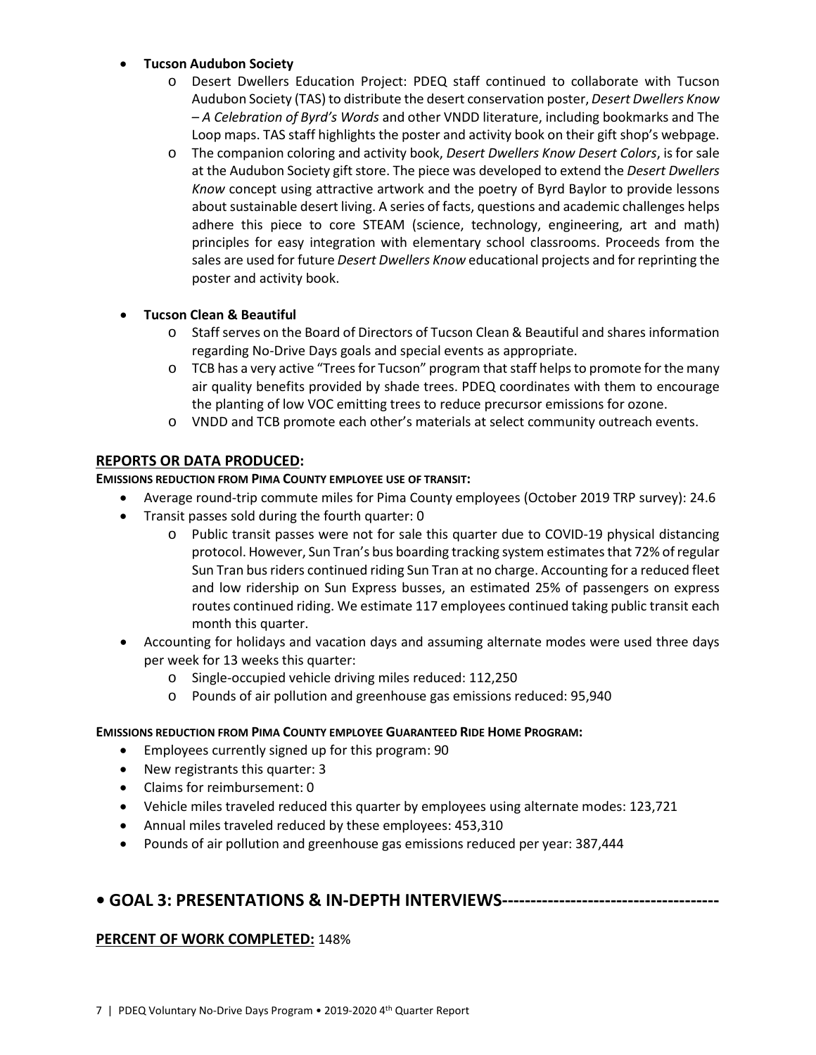- **Tucson Audubon Society**
  - Desert Dwellers Education Project: PDEQ staff continued to collaborate with Tucson Audubon Society (TAS) to distribute the desert conservation poster, *Desert Dwellers Know – A Celebration of Byrd's Words* and other VNDD literature, including bookmarks and The Loop maps. TAS staff highlights the poster and activity book on their gift shop's webpage.
  - The companion coloring and activity book, *Desert Dwellers Know Desert Colors*, is for sale at the Audubon Society gift store. The piece was developed to extend the *Desert Dwellers Know* concept using attractive artwork and the poetry of Byrd Baylor to provide lessons about sustainable desert living. A series of facts, questions and academic challenges helps adhere this piece to core STEAM (science, technology, engineering, art and math) principles for easy integration with elementary school classrooms. Proceeds from the sales are used for future *Desert Dwellers Know* educational projects and for reprinting the poster and activity book.

- **Tucson Clean & Beautiful**
  - Staff serves on the Board of Directors of Tucson Clean & Beautiful and shares information regarding No-Drive Days goals and special events as appropriate.
  - TCB has a very active "Trees for Tucson" program that staff helps to promote for the many air quality benefits provided by shade trees. PDEQ coordinates with them to encourage the planting of low VOC emitting trees to reduce precursor emissions for ozone.
  - VNDD and TCB promote each other's materials at select community outreach events.

## REPORTS OR DATA PRODUCED:

**EMISSIONS REDUCTION FROM PIMA COUNTY EMPLOYEE USE OF TRANSIT:**

- Average round-trip commute miles for Pima County employees (October 2019 TRP survey): 24.6
- Transit passes sold during the fourth quarter: 0
  - Public transit passes were not for sale this quarter due to COVID-19 physical distancing protocol. However, Sun Tran's bus boarding tracking system estimates that 72% of regular Sun Tran bus riders continued riding Sun Tran at no charge. Accounting for a reduced fleet and low ridership on Sun Express busses, an estimated 25% of passengers on express routes continued riding. We estimate 117 employees continued taking public transit each month this quarter.
- Accounting for holidays and vacation days and assuming alternate modes were used three days per week for 13 weeks this quarter:
  - Single-occupied vehicle driving miles reduced: 112,250
  - Pounds of air pollution and greenhouse gas emissions reduced: 95,940

**EMISSIONS REDUCTION FROM PIMA COUNTY EMPLOYEE GUARANTEED RIDE HOME PROGRAM:**

- Employees currently signed up for this program: 90
- New registrants this quarter: 3
- Claims for reimbursement: 0
- Vehicle miles traveled reduced this quarter by employees using alternate modes: 123,721
- Annual miles traveled reduced by these employees: 453,310
- Pounds of air pollution and greenhouse gas emissions reduced per year: 387,444

# • GOAL 3: PRESENTATIONS & IN-DEPTH INTERVIEWS------------------------------------

**PERCENT OF WORK COMPLETED:** 148%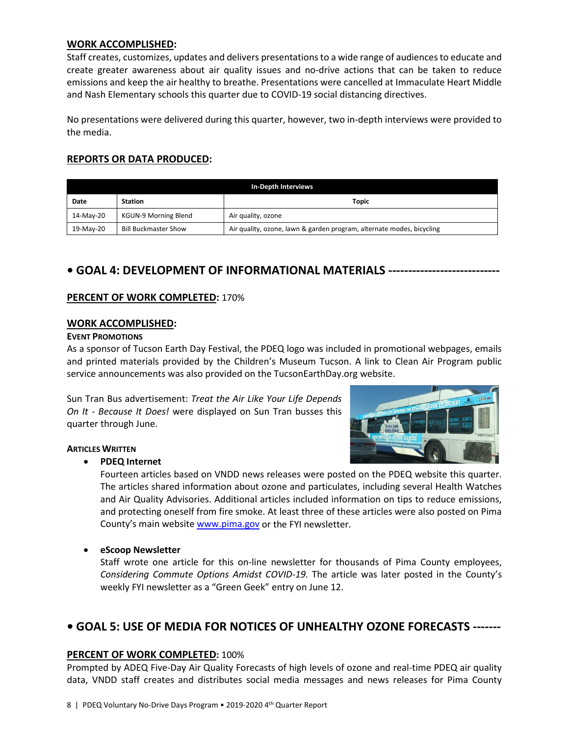## WORK ACCOMPLISHED:

Staff creates, customizes, updates and delivers presentations to a wide range of audiences to educate and create greater awareness about air quality issues and no-drive actions that can be taken to reduce emissions and keep the air healthy to breathe. Presentations were cancelled at Immaculate Heart Middle and Nash Elementary schools this quarter due to COVID-19 social distancing directives.

No presentations were delivered during this quarter, however, two in-depth interviews were provided to the media.

## REPORTS OR DATA PRODUCED:

| In-Depth Interviews | | |
|---|---|---|
| **Date** | **Station** | **Topic** |
| 14-May-20 | KGUN-9 Morning Blend | Air quality, ozone |
| 19-May-20 | Bill Buckmaster Show | Air quality, ozone, lawn & garden program, alternate modes, bicycling |

# • GOAL 4: DEVELOPMENT OF INFORMATIONAL MATERIALS ---------------------------

**PERCENT OF WORK COMPLETED:** 170%

## WORK ACCOMPLISHED:

**EVENT PROMOTIONS**

As a sponsor of Tucson Earth Day Festival, the PDEQ logo was included in promotional webpages, emails and printed materials provided by the Children's Museum Tucson. A link to Clean Air Program public service announcements was also provided on the TucsonEarthDay.org website.

Sun Tran Bus advertisement: *Treat the Air Like Your Life Depends On It - Because It Does!* were displayed on Sun Tran busses this quarter through June.

**ARTICLES WRITTEN**

- **PDEQ Internet**

  Fourteen articles based on VNDD news releases were posted on the PDEQ website this quarter. The articles shared information about ozone and particulates, including several Health Watches and Air Quality Advisories. Additional articles included information on tips to reduce emissions, and protecting oneself from fire smoke. At least three of these articles were also posted on Pima County's main website www.pima.gov or the FYI newsletter.

- **eScoop Newsletter**

  Staff wrote one article for this on-line newsletter for thousands of Pima County employees, *Considering Commute Options Amidst COVID-19.* The article was later posted in the County's weekly FYI newsletter as a "Green Geek" entry on June 12.

# • GOAL 5: USE OF MEDIA FOR NOTICES OF UNHEALTHY OZONE FORECASTS -------

**PERCENT OF WORK COMPLETED:** 100%

Prompted by ADEQ Five-Day Air Quality Forecasts of high levels of ozone and real-time PDEQ air quality data, VNDD staff creates and distributes social media messages and news releases for Pima County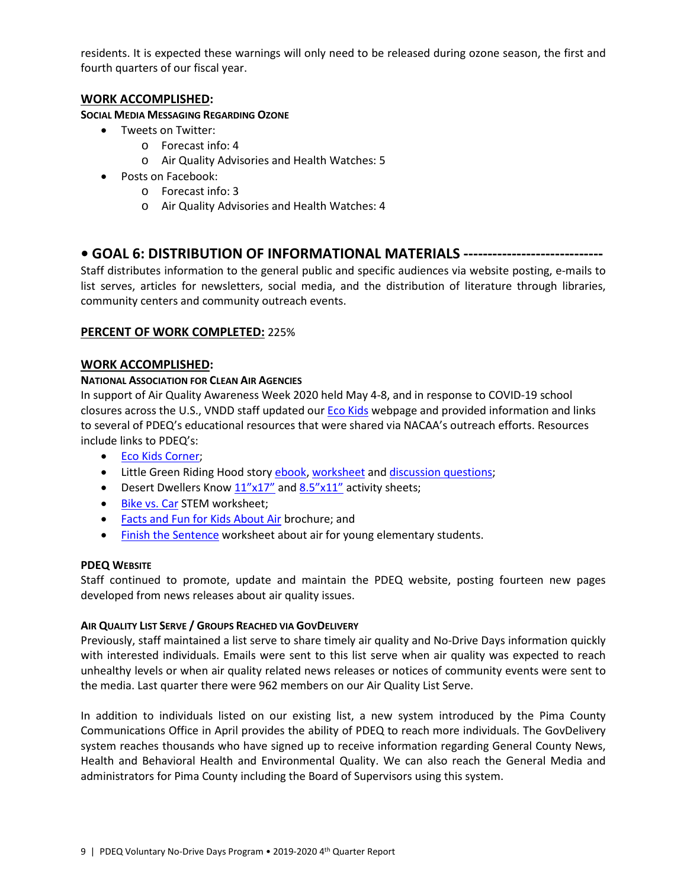residents. It is expected these warnings will only need to be released during ozone season, the first and fourth quarters of our fiscal year.

### WORK ACCOMPLISHED:

**SOCIAL MEDIA MESSAGING REGARDING OZONE**

- Tweets on Twitter:
  - Forecast info: 4
  - Air Quality Advisories and Health Watches: 5
- Posts on Facebook:
  - Forecast info: 3
  - Air Quality Advisories and Health Watches: 4

## • GOAL 6: DISTRIBUTION OF INFORMATIONAL MATERIALS ----------------------------

Staff distributes information to the general public and specific audiences via website posting, e-mails to list serves, articles for newsletters, social media, and the distribution of literature through libraries, community centers and community outreach events.

**PERCENT OF WORK COMPLETED:** 225%

### WORK ACCOMPLISHED:

**NATIONAL ASSOCIATION FOR CLEAN AIR AGENCIES**

In support of Air Quality Awareness Week 2020 held May 4-8, and in response to COVID-19 school closures across the U.S., VNDD staff updated our Eco Kids webpage and provided information and links to several of PDEQ's educational resources that were shared via NACAA's outreach efforts. Resources include links to PDEQ's:

- Eco Kids Corner;
- Little Green Riding Hood story ebook, worksheet and discussion questions;
- Desert Dwellers Know 11"x17" and 8.5"x11" activity sheets;
- Bike vs. Car STEM worksheet;
- Facts and Fun for Kids About Air brochure; and
- Finish the Sentence worksheet about air for young elementary students.

**PDEQ WEBSITE**

Staff continued to promote, update and maintain the PDEQ website, posting fourteen new pages developed from news releases about air quality issues.

**AIR QUALITY LIST SERVE / GROUPS REACHED VIA GOVDELIVERY**

Previously, staff maintained a list serve to share timely air quality and No-Drive Days information quickly with interested individuals. Emails were sent to this list serve when air quality was expected to reach unhealthy levels or when air quality related news releases or notices of community events were sent to the media. Last quarter there were 962 members on our Air Quality List Serve.

In addition to individuals listed on our existing list, a new system introduced by the Pima County Communications Office in April provides the ability of PDEQ to reach more individuals. The GovDelivery system reaches thousands who have signed up to receive information regarding General County News, Health and Behavioral Health and Environmental Quality. We can also reach the General Media and administrators for Pima County including the Board of Supervisors using this system.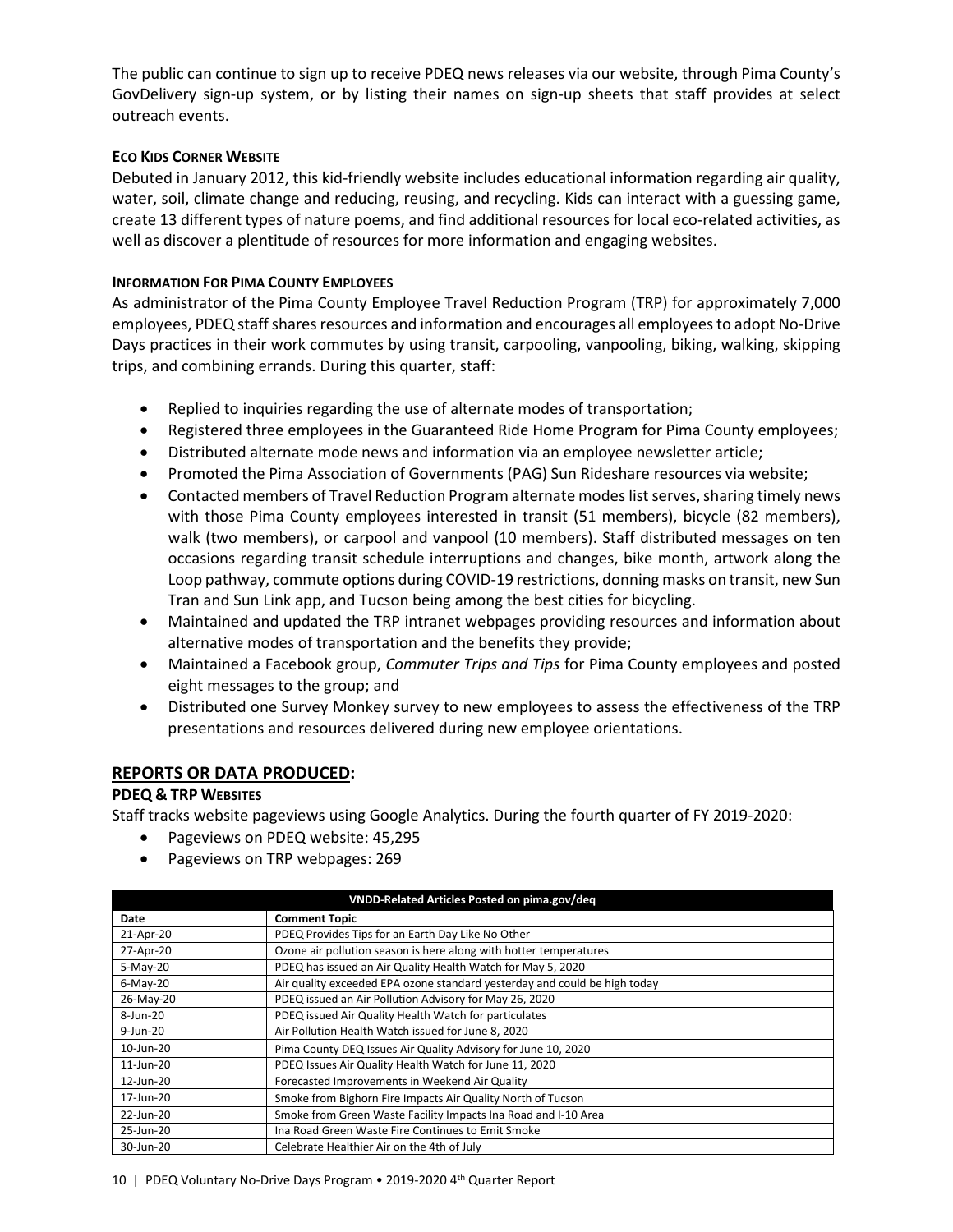The public can continue to sign up to receive PDEQ news releases via our website, through Pima County's GovDelivery sign-up system, or by listing their names on sign-up sheets that staff provides at select outreach events.

#### Eco Kids Corner Website

Debuted in January 2012, this kid-friendly website includes educational information regarding air quality, water, soil, climate change and reducing, reusing, and recycling. Kids can interact with a guessing game, create 13 different types of nature poems, and find additional resources for local eco-related activities, as well as discover a plentitude of resources for more information and engaging websites.

#### Information For Pima County Employees

As administrator of the Pima County Employee Travel Reduction Program (TRP) for approximately 7,000 employees, PDEQ staff shares resources and information and encourages all employees to adopt No-Drive Days practices in their work commutes by using transit, carpooling, vanpooling, biking, walking, skipping trips, and combining errands. During this quarter, staff:

- Replied to inquiries regarding the use of alternate modes of transportation;
- Registered three employees in the Guaranteed Ride Home Program for Pima County employees;
- Distributed alternate mode news and information via an employee newsletter article;
- Promoted the Pima Association of Governments (PAG) Sun Rideshare resources via website;
- Contacted members of Travel Reduction Program alternate modes list serves, sharing timely news with those Pima County employees interested in transit (51 members), bicycle (82 members), walk (two members), or carpool and vanpool (10 members). Staff distributed messages on ten occasions regarding transit schedule interruptions and changes, bike month, artwork along the Loop pathway, commute options during COVID-19 restrictions, donning masks on transit, new Sun Tran and Sun Link app, and Tucson being among the best cities for bicycling.
- Maintained and updated the TRP intranet webpages providing resources and information about alternative modes of transportation and the benefits they provide;
- Maintained a Facebook group, *Commuter Trips and Tips* for Pima County employees and posted eight messages to the group; and
- Distributed one Survey Monkey survey to new employees to assess the effectiveness of the TRP presentations and resources delivered during new employee orientations.

## Reports or Data Produced:

#### PDEQ & TRP Websites

Staff tracks website pageviews using Google Analytics. During the fourth quarter of FY 2019-2020:

- Pageviews on PDEQ website: 45,295
- Pageviews on TRP webpages: 269

| VNDD-Related Articles Posted on pima.gov/deq | |
|---|---|
| **Date** | **Comment Topic** |
| 21-Apr-20 | PDEQ Provides Tips for an Earth Day Like No Other |
| 27-Apr-20 | Ozone air pollution season is here along with hotter temperatures |
| 5-May-20 | PDEQ has issued an Air Quality Health Watch for May 5, 2020 |
| 6-May-20 | Air quality exceeded EPA ozone standard yesterday and could be high today |
| 26-May-20 | PDEQ issued an Air Pollution Advisory for May 26, 2020 |
| 8-Jun-20 | PDEQ issued Air Quality Health Watch for particulates |
| 9-Jun-20 | Air Pollution Health Watch issued for June 8, 2020 |
| 10-Jun-20 | Pima County DEQ Issues Air Quality Advisory for June 10, 2020 |
| 11-Jun-20 | PDEQ Issues Air Quality Health Watch for June 11, 2020 |
| 12-Jun-20 | Forecasted Improvements in Weekend Air Quality |
| 17-Jun-20 | Smoke from Bighorn Fire Impacts Air Quality North of Tucson |
| 22-Jun-20 | Smoke from Green Waste Facility Impacts Ina Road and I-10 Area |
| 25-Jun-20 | Ina Road Green Waste Fire Continues to Emit Smoke |
| 30-Jun-20 | Celebrate Healthier Air on the 4th of July |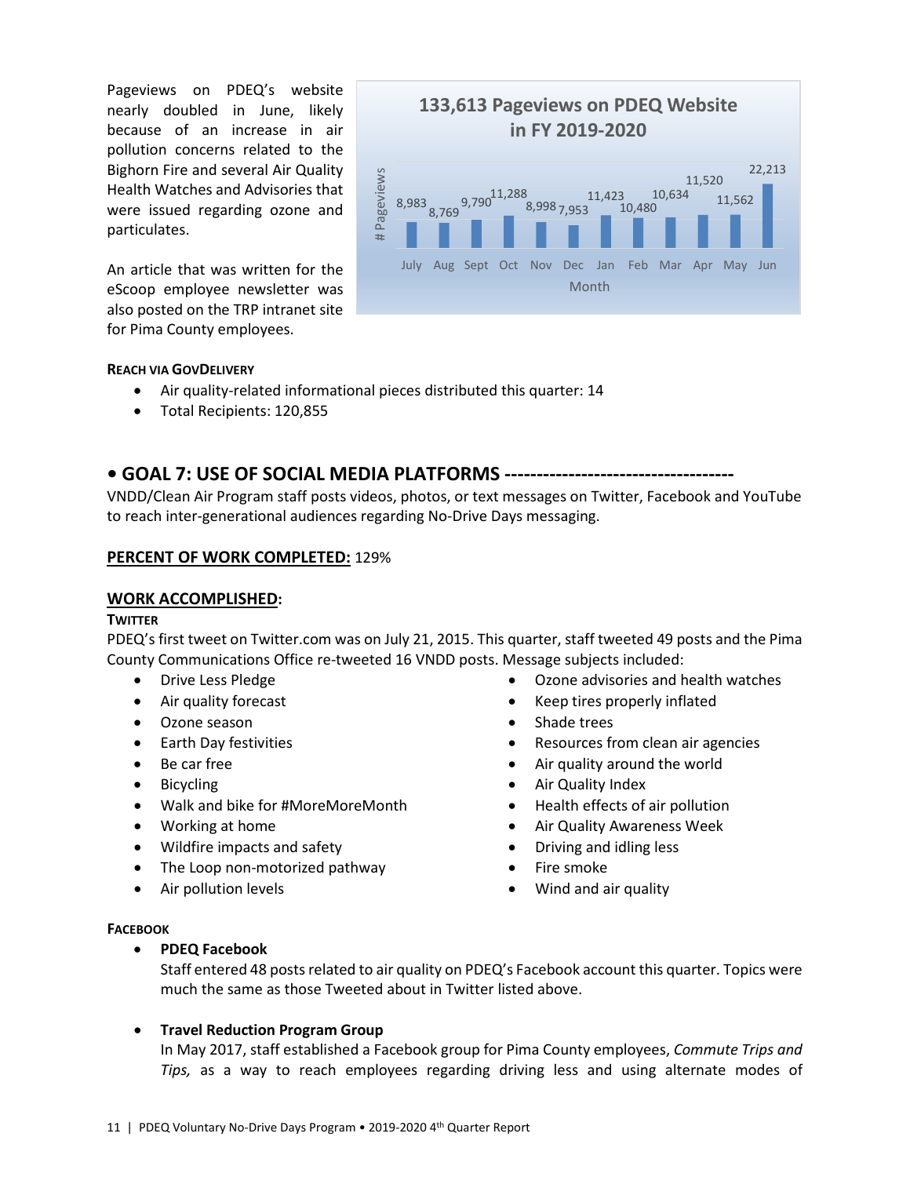Pageviews on PDEQ's website nearly doubled in June, likely because of an increase in air pollution concerns related to the Bighorn Fire and several Air Quality Health Watches and Advisories that were issued regarding ozone and particulates.

An article that was written for the eScoop employee newsletter was also posted on the TRP intranet site for Pima County employees.

**133,613 Pageviews on PDEQ Website in FY 2019-2020**

| Month | # Pageviews |
|---|---|
| July | 8,983 |
| Aug | 8,769 |
| Sept | 9,790 |
| Oct | 11,288 |
| Nov | 8,998 |
| Dec | 7,953 |
| Jan | 11,423 |
| Feb | 10,480 |
| Mar | 10,634 |
| Apr | 11,520 |
| May | 11,562 |
| Jun | 22,213 |

**REACH VIA GOVDELIVERY**

- Air quality-related informational pieces distributed this quarter: 14
- Total Recipients: 120,855

## • GOAL 7: USE OF SOCIAL MEDIA PLATFORMS -----------------------------------

VNDD/Clean Air Program staff posts videos, photos, or text messages on Twitter, Facebook and YouTube to reach inter-generational audiences regarding No-Drive Days messaging.

**PERCENT OF WORK COMPLETED:** 129%

### WORK ACCOMPLISHED:

**TWITTER**

PDEQ's first tweet on Twitter.com was on July 21, 2015. This quarter, staff tweeted 49 posts and the Pima County Communications Office re-tweeted 16 VNDD posts. Message subjects included:

- Drive Less Pledge
- Air quality forecast
- Ozone season
- Earth Day festivities
- Be car free
- Bicycling
- Walk and bike for #MoreMoreMonth
- Working at home
- Wildfire impacts and safety
- The Loop non-motorized pathway
- Air pollution levels
- Ozone advisories and health watches
- Keep tires properly inflated
- Shade trees
- Resources from clean air agencies
- Air quality around the world
- Air Quality Index
- Health effects of air pollution
- Air Quality Awareness Week
- Driving and idling less
- Fire smoke
- Wind and air quality

**FACEBOOK**

- **PDEQ Facebook**
  Staff entered 48 posts related to air quality on PDEQ's Facebook account this quarter. Topics were much the same as those Tweeted about in Twitter listed above.

- **Travel Reduction Program Group**
  In May 2017, staff established a Facebook group for Pima County employees, *Commute Trips and Tips,* as a way to reach employees regarding driving less and using alternate modes of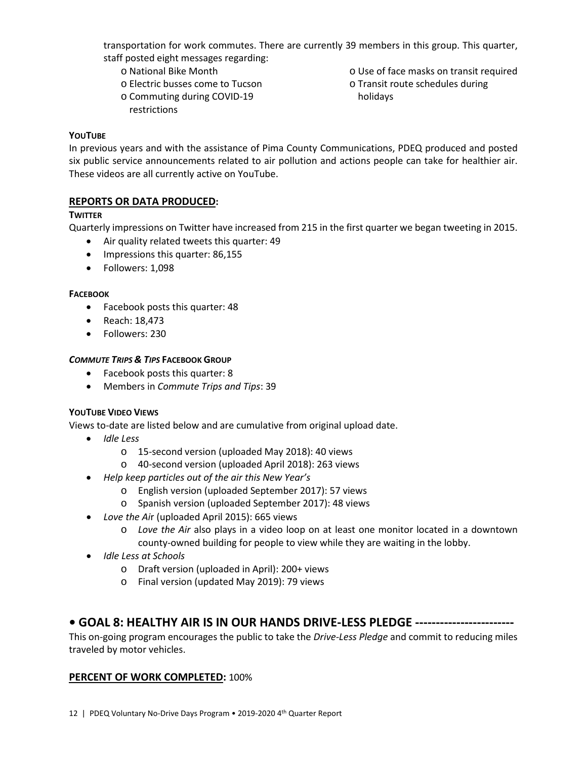transportation for work commutes. There are currently 39 members in this group. This quarter, staff posted eight messages regarding:

- National Bike Month
- Electric busses come to Tucson
- Commuting during COVID-19 restrictions
- Use of face masks on transit required
- Transit route schedules during holidays

**YOUTUBE**

In previous years and with the assistance of Pima County Communications, PDEQ produced and posted six public service announcements related to air pollution and actions people can take for healthier air. These videos are all currently active on YouTube.

## REPORTS OR DATA PRODUCED:

**TWITTER**

Quarterly impressions on Twitter have increased from 215 in the first quarter we began tweeting in 2015.

- Air quality related tweets this quarter: 49
- Impressions this quarter: 86,155
- Followers: 1,098

**FACEBOOK**

- Facebook posts this quarter: 48
- Reach: 18,473
- Followers: 230

***COMMUTE TRIPS & TIPS* FACEBOOK GROUP**

- Facebook posts this quarter: 8
- Members in *Commute Trips and Tips*: 39

**YOUTUBE VIDEO VIEWS**

Views to-date are listed below and are cumulative from original upload date.

- *Idle Less*
  - 15-second version (uploaded May 2018): 40 views
  - 40-second version (uploaded April 2018): 263 views
- *Help keep particles out of the air this New Year's*
  - English version (uploaded September 2017): 57 views
  - Spanish version (uploaded September 2017): 48 views
- *Love the Air* (uploaded April 2015): 665 views
  - *Love the Air* also plays in a video loop on at least one monitor located in a downtown county-owned building for people to view while they are waiting in the lobby.
- *Idle Less at Schools*
  - Draft version (uploaded in April): 200+ views
  - Final version (updated May 2019): 79 views

# • GOAL 8: HEALTHY AIR IS IN OUR HANDS DRIVE-LESS PLEDGE ------------------------

This on-going program encourages the public to take the *Drive-Less Pledge* and commit to reducing miles traveled by motor vehicles.

## PERCENT OF WORK COMPLETED: 100%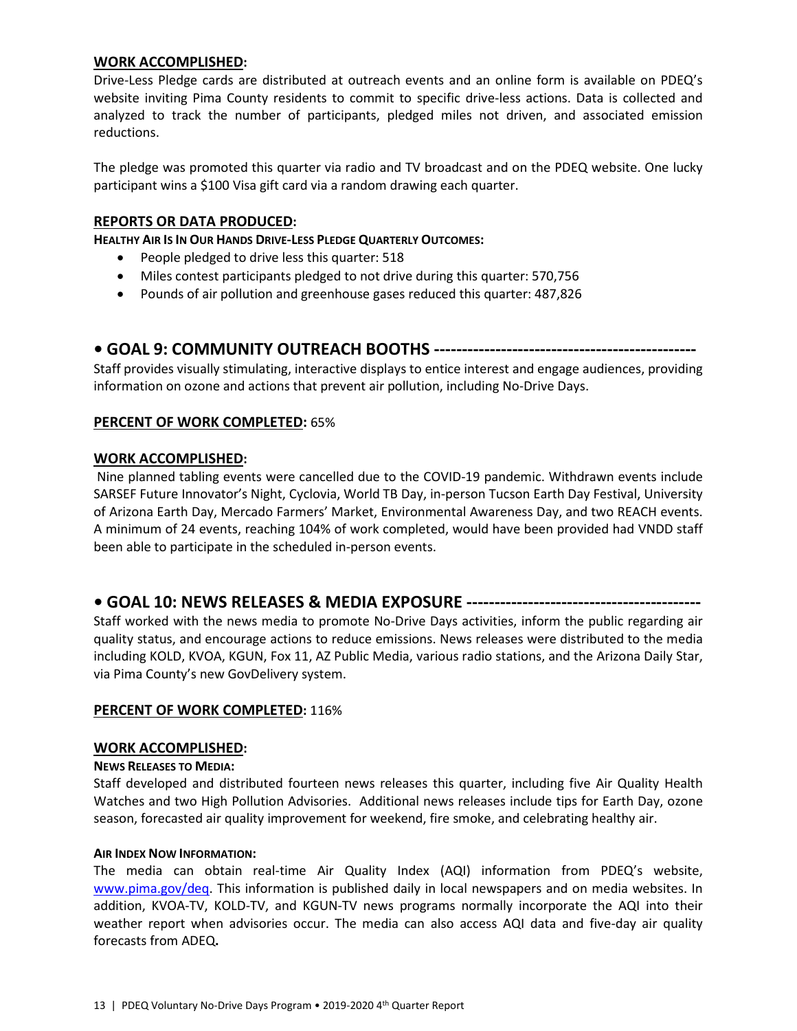**WORK ACCOMPLISHED:**

Drive-Less Pledge cards are distributed at outreach events and an online form is available on PDEQ's website inviting Pima County residents to commit to specific drive-less actions. Data is collected and analyzed to track the number of participants, pledged miles not driven, and associated emission reductions.

The pledge was promoted this quarter via radio and TV broadcast and on the PDEQ website. One lucky participant wins a $100 Visa gift card via a random drawing each quarter.

**REPORTS OR DATA PRODUCED:**

**HEALTHY AIR IS IN OUR HANDS DRIVE-LESS PLEDGE QUARTERLY OUTCOMES:**

- People pledged to drive less this quarter: 518
- Miles contest participants pledged to not drive during this quarter: 570,756
- Pounds of air pollution and greenhouse gases reduced this quarter: 487,826

## • GOAL 9: COMMUNITY OUTREACH BOOTHS

Staff provides visually stimulating, interactive displays to entice interest and engage audiences, providing information on ozone and actions that prevent air pollution, including No-Drive Days.

**PERCENT OF WORK COMPLETED:** 65%

**WORK ACCOMPLISHED:**

Nine planned tabling events were cancelled due to the COVID-19 pandemic. Withdrawn events include SARSEF Future Innovator's Night, Cyclovia, World TB Day, in-person Tucson Earth Day Festival, University of Arizona Earth Day, Mercado Farmers' Market, Environmental Awareness Day, and two REACH events. A minimum of 24 events, reaching 104% of work completed, would have been provided had VNDD staff been able to participate in the scheduled in-person events.

## • GOAL 10: NEWS RELEASES & MEDIA EXPOSURE

Staff worked with the news media to promote No-Drive Days activities, inform the public regarding air quality status, and encourage actions to reduce emissions. News releases were distributed to the media including KOLD, KVOA, KGUN, Fox 11, AZ Public Media, various radio stations, and the Arizona Daily Star, via Pima County's new GovDelivery system.

**PERCENT OF WORK COMPLETED:** 116%

**WORK ACCOMPLISHED:**

**NEWS RELEASES TO MEDIA:**

Staff developed and distributed fourteen news releases this quarter, including five Air Quality Health Watches and two High Pollution Advisories. Additional news releases include tips for Earth Day, ozone season, forecasted air quality improvement for weekend, fire smoke, and celebrating healthy air.

**AIR INDEX NOW INFORMATION:**

The media can obtain real-time Air Quality Index (AQI) information from PDEQ's website, www.pima.gov/deq. This information is published daily in local newspapers and on media websites. In addition, KVOA-TV, KOLD-TV, and KGUN-TV news programs normally incorporate the AQI into their weather report when advisories occur. The media can also access AQI data and five-day air quality forecasts from ADEQ.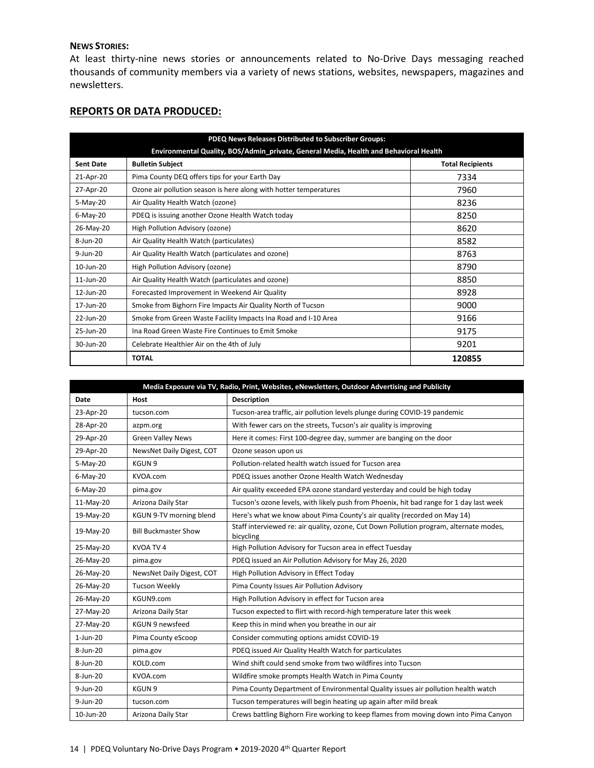**NEWS STORIES:**

At least thirty-nine news stories or announcements related to No-Drive Days messaging reached thousands of community members via a variety of news stations, websites, newspapers, magazines and newsletters.

## REPORTS OR DATA PRODUCED:

| PDEQ News Releases Distributed to Subscriber Groups: Environmental Quality, BOS/Admin_private, General Media, Health and Behavioral Health | | |
|---|---|---|
| **Sent Date** | **Bulletin Subject** | **Total Recipients** |
| 21-Apr-20 | Pima County DEQ offers tips for your Earth Day | 7334 |
| 27-Apr-20 | Ozone air pollution season is here along with hotter temperatures | 7960 |
| 5-May-20 | Air Quality Health Watch (ozone) | 8236 |
| 6-May-20 | PDEQ is issuing another Ozone Health Watch today | 8250 |
| 26-May-20 | High Pollution Advisory (ozone) | 8620 |
| 8-Jun-20 | Air Quality Health Watch (particulates) | 8582 |
| 9-Jun-20 | Air Quality Health Watch (particulates and ozone) | 8763 |
| 10-Jun-20 | High Pollution Advisory (ozone) | 8790 |
| 11-Jun-20 | Air Quality Health Watch (particulates and ozone) | 8850 |
| 12-Jun-20 | Forecasted Improvement in Weekend Air Quality | 8928 |
| 17-Jun-20 | Smoke from Bighorn Fire Impacts Air Quality North of Tucson | 9000 |
| 22-Jun-20 | Smoke from Green Waste Facility Impacts Ina Road and I-10 Area | 9166 |
| 25-Jun-20 | Ina Road Green Waste Fire Continues to Emit Smoke | 9175 |
| 30-Jun-20 | Celebrate Healthier Air on the 4th of July | 9201 |
| | **TOTAL** | **120855** |

| Media Exposure via TV, Radio, Print, Websites, eNewsletters, Outdoor Advertising and Publicity | | |
|---|---|---|
| **Date** | **Host** | **Description** |
| 23-Apr-20 | tucson.com | Tucson-area traffic, air pollution levels plunge during COVID-19 pandemic |
| 28-Apr-20 | azpm.org | With fewer cars on the streets, Tucson's air quality is improving |
| 29-Apr-20 | Green Valley News | Here it comes: First 100-degree day, summer are banging on the door |
| 29-Apr-20 | NewsNet Daily Digest, COT | Ozone season upon us |
| 5-May-20 | KGUN 9 | Pollution-related health watch issued for Tucson area |
| 6-May-20 | KVOA.com | PDEQ issues another Ozone Health Watch Wednesday |
| 6-May-20 | pima.gov | Air quality exceeded EPA ozone standard yesterday and could be high today |
| 11-May-20 | Arizona Daily Star | Tucson's ozone levels, with likely push from Phoenix, hit bad range for 1 day last week |
| 19-May-20 | KGUN 9-TV morning blend | Here's what we know about Pima County's air quality (recorded on May 14) |
| 19-May-20 | Bill Buckmaster Show | Staff interviewed re: air quality, ozone, Cut Down Pollution program, alternate modes, bicycling |
| 25-May-20 | KVOA TV 4 | High Pollution Advisory for Tucson area in effect Tuesday |
| 26-May-20 | pima.gov | PDEQ issued an Air Pollution Advisory for May 26, 2020 |
| 26-May-20 | NewsNet Daily Digest, COT | High Pollution Advisory in Effect Today |
| 26-May-20 | Tucson Weekly | Pima County Issues Air Pollution Advisory |
| 26-May-20 | KGUN9.com | High Pollution Advisory in effect for Tucson area |
| 27-May-20 | Arizona Daily Star | Tucson expected to flirt with record-high temperature later this week |
| 27-May-20 | KGUN 9 newsfeed | Keep this in mind when you breathe in our air |
| 1-Jun-20 | Pima County eScoop | Consider commuting options amidst COVID-19 |
| 8-Jun-20 | pima.gov | PDEQ issued Air Quality Health Watch for particulates |
| 8-Jun-20 | KOLD.com | Wind shift could send smoke from two wildfires into Tucson |
| 8-Jun-20 | KVOA.com | Wildfire smoke prompts Health Watch in Pima County |
| 9-Jun-20 | KGUN 9 | Pima County Department of Environmental Quality issues air pollution health watch |
| 9-Jun-20 | tucson.com | Tucson temperatures will begin heating up again after mild break |
| 10-Jun-20 | Arizona Daily Star | Crews battling Bighorn Fire working to keep flames from moving down into Pima Canyon |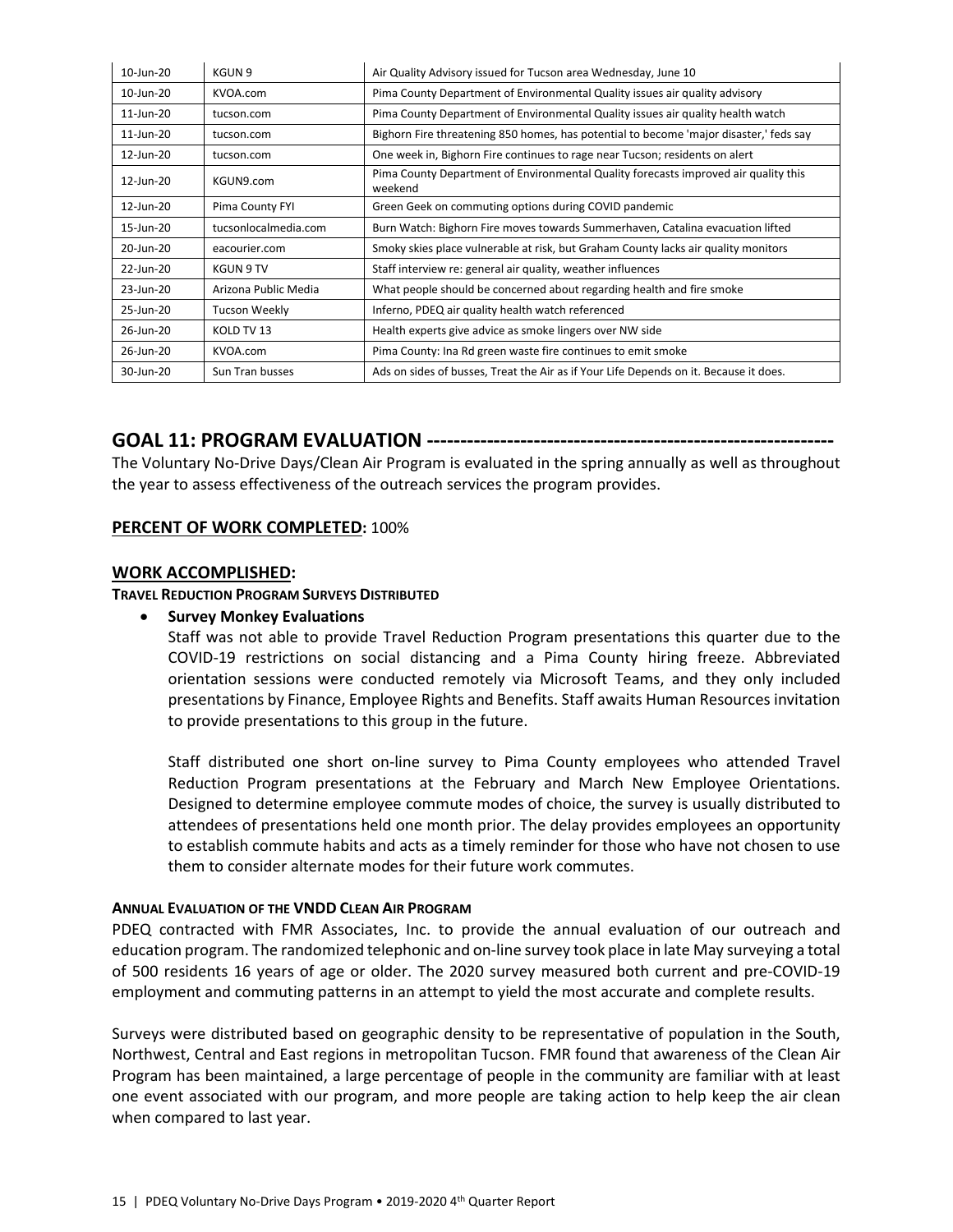| 10-Jun-20 | KGUN 9 | Air Quality Advisory issued for Tucson area Wednesday, June 10 |
|---|---|---|
| 10-Jun-20 | KVOA.com | Pima County Department of Environmental Quality issues air quality advisory |
| 11-Jun-20 | tucson.com | Pima County Department of Environmental Quality issues air quality health watch |
| 11-Jun-20 | tucson.com | Bighorn Fire threatening 850 homes, has potential to become 'major disaster,' feds say |
| 12-Jun-20 | tucson.com | One week in, Bighorn Fire continues to rage near Tucson; residents on alert |
| 12-Jun-20 | KGUN9.com | Pima County Department of Environmental Quality forecasts improved air quality this weekend |
| 12-Jun-20 | Pima County FYI | Green Geek on commuting options during COVID pandemic |
| 15-Jun-20 | tucsonlocalmedia.com | Burn Watch: Bighorn Fire moves towards Summerhaven, Catalina evacuation lifted |
| 20-Jun-20 | eacourier.com | Smoky skies place vulnerable at risk, but Graham County lacks air quality monitors |
| 22-Jun-20 | KGUN 9 TV | Staff interview re: general air quality, weather influences |
| 23-Jun-20 | Arizona Public Media | What people should be concerned about regarding health and fire smoke |
| 25-Jun-20 | Tucson Weekly | Inferno, PDEQ air quality health watch referenced |
| 26-Jun-20 | KOLD TV 13 | Health experts give advice as smoke lingers over NW side |
| 26-Jun-20 | KVOA.com | Pima County: Ina Rd green waste fire continues to emit smoke |
| 30-Jun-20 | Sun Tran busses | Ads on sides of busses, Treat the Air as if Your Life Depends on it. Because it does. |

## GOAL 11: PROGRAM EVALUATION ----------------------------------------------------------

The Voluntary No-Drive Days/Clean Air Program is evaluated in the spring annually as well as throughout the year to assess effectiveness of the outreach services the program provides.

**PERCENT OF WORK COMPLETED:** 100%

**WORK ACCOMPLISHED:**

**TRAVEL REDUCTION PROGRAM SURVEYS DISTRIBUTED**

- **Survey Monkey Evaluations**

  Staff was not able to provide Travel Reduction Program presentations this quarter due to the COVID-19 restrictions on social distancing and a Pima County hiring freeze. Abbreviated orientation sessions were conducted remotely via Microsoft Teams, and they only included presentations by Finance, Employee Rights and Benefits. Staff awaits Human Resources invitation to provide presentations to this group in the future.

  Staff distributed one short on-line survey to Pima County employees who attended Travel Reduction Program presentations at the February and March New Employee Orientations. Designed to determine employee commute modes of choice, the survey is usually distributed to attendees of presentations held one month prior. The delay provides employees an opportunity to establish commute habits and acts as a timely reminder for those who have not chosen to use them to consider alternate modes for their future work commutes.

**ANNUAL EVALUATION OF THE VNDD CLEAN AIR PROGRAM**

PDEQ contracted with FMR Associates, Inc. to provide the annual evaluation of our outreach and education program. The randomized telephonic and on-line survey took place in late May surveying a total of 500 residents 16 years of age or older. The 2020 survey measured both current and pre-COVID-19 employment and commuting patterns in an attempt to yield the most accurate and complete results.

Surveys were distributed based on geographic density to be representative of population in the South, Northwest, Central and East regions in metropolitan Tucson. FMR found that awareness of the Clean Air Program has been maintained, a large percentage of people in the community are familiar with at least one event associated with our program, and more people are taking action to help keep the air clean when compared to last year.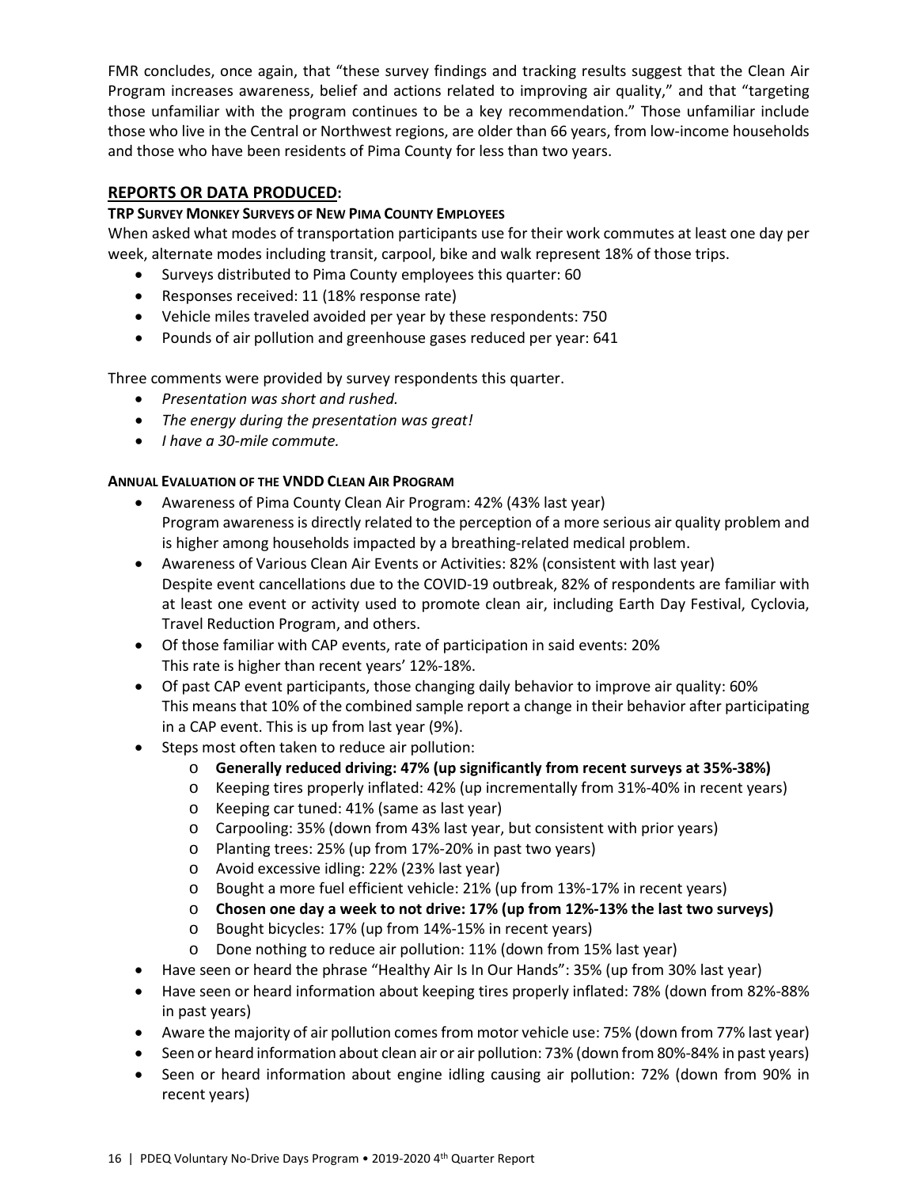FMR concludes, once again, that "these survey findings and tracking results suggest that the Clean Air Program increases awareness, belief and actions related to improving air quality," and that "targeting those unfamiliar with the program continues to be a key recommendation." Those unfamiliar include those who live in the Central or Northwest regions, are older than 66 years, from low-income households and those who have been residents of Pima County for less than two years.

## REPORTS OR DATA PRODUCED:

### TRP SURVEY MONKEY SURVEYS OF NEW PIMA COUNTY EMPLOYEES

When asked what modes of transportation participants use for their work commutes at least one day per week, alternate modes including transit, carpool, bike and walk represent 18% of those trips.

- Surveys distributed to Pima County employees this quarter: 60
- Responses received: 11 (18% response rate)
- Vehicle miles traveled avoided per year by these respondents: 750
- Pounds of air pollution and greenhouse gases reduced per year: 641

Three comments were provided by survey respondents this quarter.

- *Presentation was short and rushed.*
- *The energy during the presentation was great!*
- *I have a 30-mile commute.*

### ANNUAL EVALUATION OF THE VNDD CLEAN AIR PROGRAM

- Awareness of Pima County Clean Air Program: 42% (43% last year)
  Program awareness is directly related to the perception of a more serious air quality problem and is higher among households impacted by a breathing-related medical problem.
- Awareness of Various Clean Air Events or Activities: 82% (consistent with last year)
  Despite event cancellations due to the COVID-19 outbreak, 82% of respondents are familiar with at least one event or activity used to promote clean air, including Earth Day Festival, Cyclovia, Travel Reduction Program, and others.
- Of those familiar with CAP events, rate of participation in said events: 20%
  This rate is higher than recent years' 12%-18%.
- Of past CAP event participants, those changing daily behavior to improve air quality: 60%
  This means that 10% of the combined sample report a change in their behavior after participating in a CAP event. This is up from last year (9%).
- Steps most often taken to reduce air pollution:
  - **Generally reduced driving: 47% (up significantly from recent surveys at 35%-38%)**
  - Keeping tires properly inflated: 42% (up incrementally from 31%-40% in recent years)
  - Keeping car tuned: 41% (same as last year)
  - Carpooling: 35% (down from 43% last year, but consistent with prior years)
  - Planting trees: 25% (up from 17%-20% in past two years)
  - Avoid excessive idling: 22% (23% last year)
  - Bought a more fuel efficient vehicle: 21% (up from 13%-17% in recent years)
  - **Chosen one day a week to not drive: 17% (up from 12%-13% the last two surveys)**
  - Bought bicycles: 17% (up from 14%-15% in recent years)
  - Done nothing to reduce air pollution: 11% (down from 15% last year)
- Have seen or heard the phrase "Healthy Air Is In Our Hands": 35% (up from 30% last year)
- Have seen or heard information about keeping tires properly inflated: 78% (down from 82%-88% in past years)
- Aware the majority of air pollution comes from motor vehicle use: 75% (down from 77% last year)
- Seen or heard information about clean air or air pollution: 73% (down from 80%-84% in past years)
- Seen or heard information about engine idling causing air pollution: 72% (down from 90% in recent years)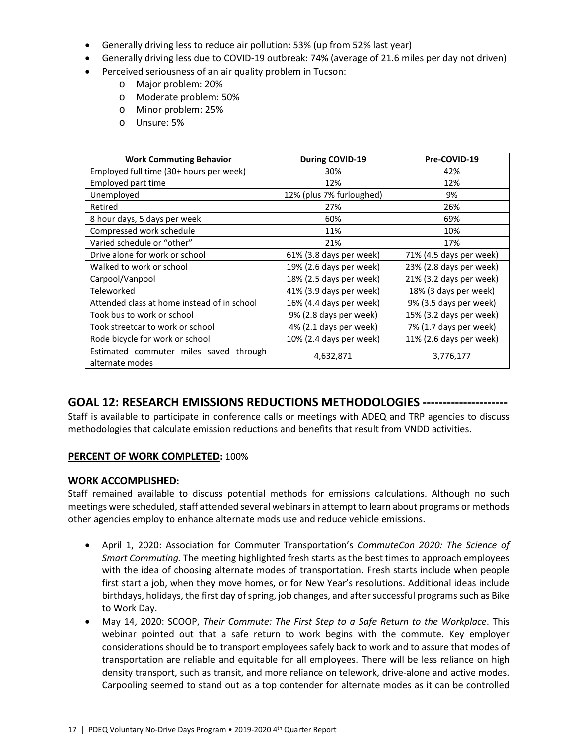- Generally driving less to reduce air pollution: 53% (up from 52% last year)
- Generally driving less due to COVID-19 outbreak: 74% (average of 21.6 miles per day not driven)
- Perceived seriousness of an air quality problem in Tucson:
  - Major problem: 20%
  - Moderate problem: 50%
  - Minor problem: 25%
  - Unsure: 5%

| Work Commuting Behavior | During COVID-19 | Pre-COVID-19 |
|---|---|---|
| Employed full time (30+ hours per week) | 30% | 42% |
| Employed part time | 12% | 12% |
| Unemployed | 12% (plus 7% furloughed) | 9% |
| Retired | 27% | 26% |
| 8 hour days, 5 days per week | 60% | 69% |
| Compressed work schedule | 11% | 10% |
| Varied schedule or "other" | 21% | 17% |
| Drive alone for work or school | 61% (3.8 days per week) | 71% (4.5 days per week) |
| Walked to work or school | 19% (2.6 days per week) | 23% (2.8 days per week) |
| Carpool/Vanpool | 18% (2.5 days per week) | 21% (3.2 days per week) |
| Teleworked | 41% (3.9 days per week) | 18% (3 days per week) |
| Attended class at home instead of in school | 16% (4.4 days per week) | 9% (3.5 days per week) |
| Took bus to work or school | 9% (2.8 days per week) | 15% (3.2 days per week) |
| Took streetcar to work or school | 4% (2.1 days per week) | 7% (1.7 days per week) |
| Rode bicycle for work or school | 10% (2.4 days per week) | 11% (2.6 days per week) |
| Estimated commuter miles saved through alternate modes | 4,632,871 | 3,776,177 |

## GOAL 12: RESEARCH EMISSIONS REDUCTIONS METHODOLOGIES ---------------------

Staff is available to participate in conference calls or meetings with ADEQ and TRP agencies to discuss methodologies that calculate emission reductions and benefits that result from VNDD activities.

**PERCENT OF WORK COMPLETED:** 100%

**WORK ACCOMPLISHED:**

Staff remained available to discuss potential methods for emissions calculations. Although no such meetings were scheduled, staff attended several webinars in attempt to learn about programs or methods other agencies employ to enhance alternate mods use and reduce vehicle emissions.

- April 1, 2020: Association for Commuter Transportation's *CommuteCon 2020: The Science of Smart Commuting.* The meeting highlighted fresh starts as the best times to approach employees with the idea of choosing alternate modes of transportation. Fresh starts include when people first start a job, when they move homes, or for New Year's resolutions. Additional ideas include birthdays, holidays, the first day of spring, job changes, and after successful programs such as Bike to Work Day.
- May 14, 2020: SCOOP, *Their Commute: The First Step to a Safe Return to the Workplace*. This webinar pointed out that a safe return to work begins with the commute. Key employer considerations should be to transport employees safely back to work and to assure that modes of transportation are reliable and equitable for all employees. There will be less reliance on high density transport, such as transit, and more reliance on telework, drive-alone and active modes. Carpooling seemed to stand out as a top contender for alternate modes as it can be controlled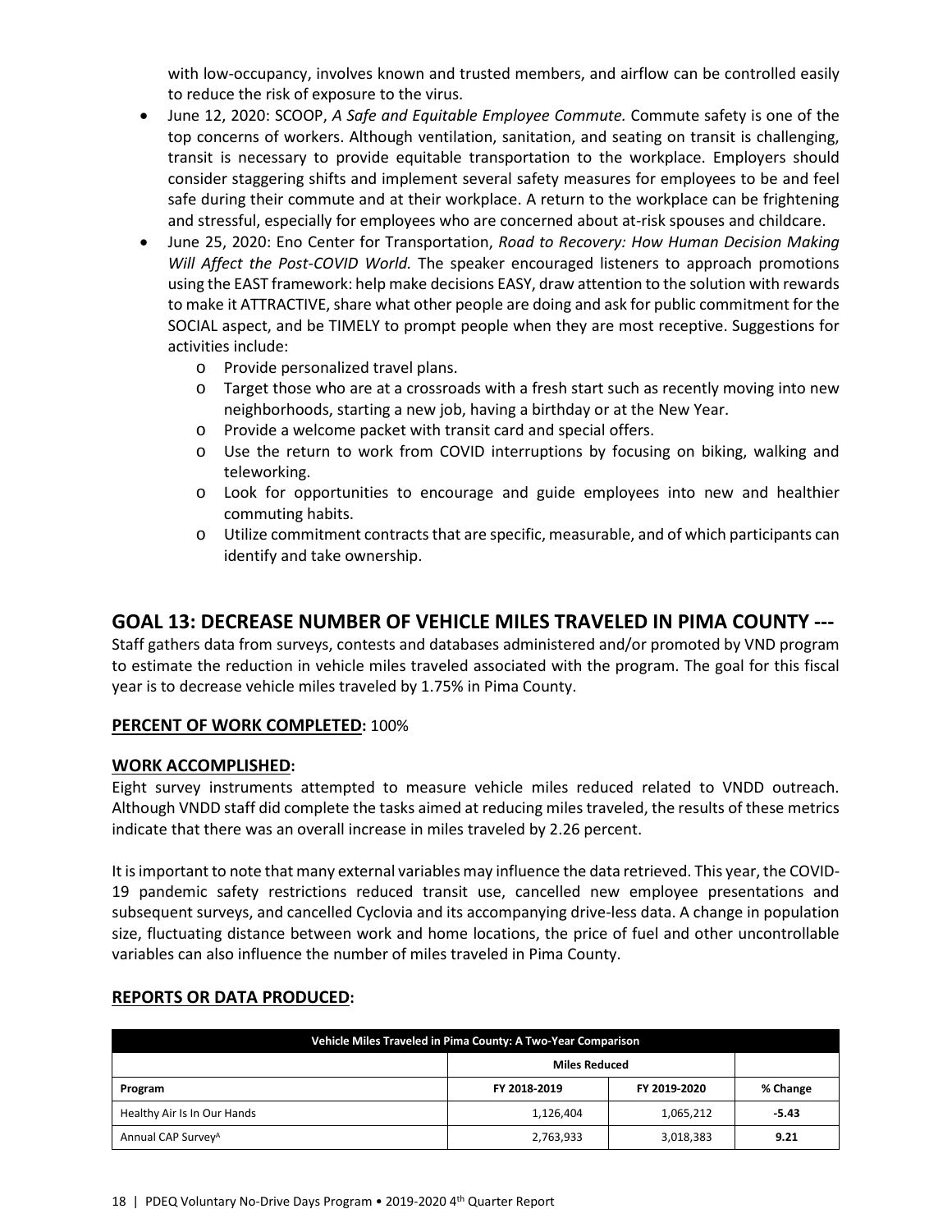with low-occupancy, involves known and trusted members, and airflow can be controlled easily to reduce the risk of exposure to the virus.

- June 12, 2020: SCOOP, *A Safe and Equitable Employee Commute.* Commute safety is one of the top concerns of workers. Although ventilation, sanitation, and seating on transit is challenging, transit is necessary to provide equitable transportation to the workplace. Employers should consider staggering shifts and implement several safety measures for employees to be and feel safe during their commute and at their workplace. A return to the workplace can be frightening and stressful, especially for employees who are concerned about at-risk spouses and childcare.
- June 25, 2020: Eno Center for Transportation, *Road to Recovery: How Human Decision Making Will Affect the Post-COVID World.* The speaker encouraged listeners to approach promotions using the EAST framework: help make decisions EASY, draw attention to the solution with rewards to make it ATTRACTIVE, share what other people are doing and ask for public commitment for the SOCIAL aspect, and be TIMELY to prompt people when they are most receptive. Suggestions for activities include:
  - Provide personalized travel plans.
  - Target those who are at a crossroads with a fresh start such as recently moving into new neighborhoods, starting a new job, having a birthday or at the New Year.
  - Provide a welcome packet with transit card and special offers.
  - Use the return to work from COVID interruptions by focusing on biking, walking and teleworking.
  - Look for opportunities to encourage and guide employees into new and healthier commuting habits.
  - Utilize commitment contracts that are specific, measurable, and of which participants can identify and take ownership.

## GOAL 13: DECREASE NUMBER OF VEHICLE MILES TRAVELED IN PIMA COUNTY ---

Staff gathers data from surveys, contests and databases administered and/or promoted by VND program to estimate the reduction in vehicle miles traveled associated with the program. The goal for this fiscal year is to decrease vehicle miles traveled by 1.75% in Pima County.

**PERCENT OF WORK COMPLETED:** 100%

**WORK ACCOMPLISHED:**

Eight survey instruments attempted to measure vehicle miles reduced related to VNDD outreach. Although VNDD staff did complete the tasks aimed at reducing miles traveled, the results of these metrics indicate that there was an overall increase in miles traveled by 2.26 percent.

It is important to note that many external variables may influence the data retrieved. This year, the COVID-19 pandemic safety restrictions reduced transit use, cancelled new employee presentations and subsequent surveys, and cancelled Cyclovia and its accompanying drive-less data. A change in population size, fluctuating distance between work and home locations, the price of fuel and other uncontrollable variables can also influence the number of miles traveled in Pima County.

**REPORTS OR DATA PRODUCED:**

| Vehicle Miles Traveled in Pima County: A Two-Year Comparison | | | |
|---|---|---|---|
| | Miles Reduced | | |
| **Program** | **FY 2018-2019** | **FY 2019-2020** | **% Change** |
| Healthy Air Is In Our Hands | 1,126,404 | 1,065,212 | **-5.43** |
| Annual CAP Survey[A] | 2,763,933 | 3,018,383 | **9.21** |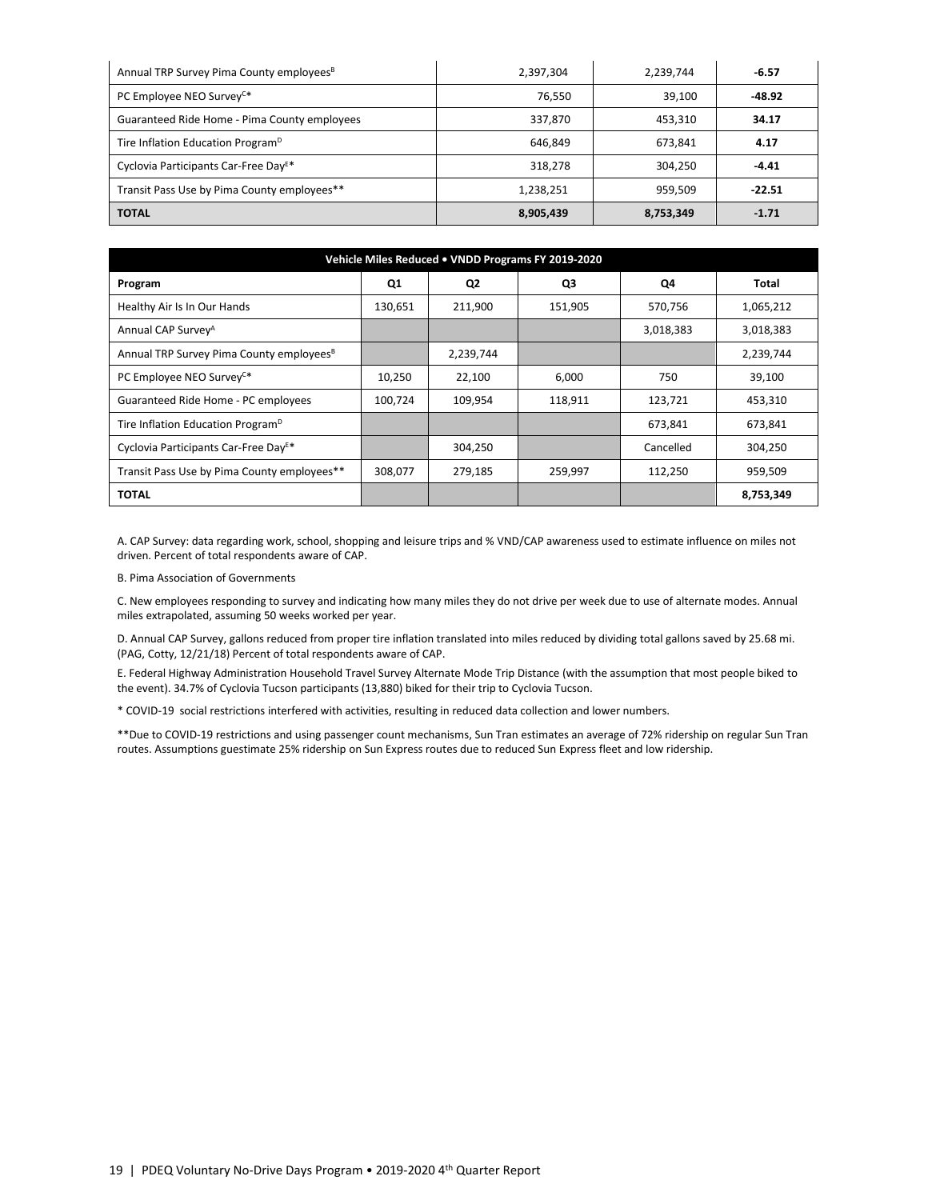| | | | |
|---|---|---|---|
| Annual TRP Survey Pima County employees[B] | 2,397,304 | 2,239,744 | **-6.57** |
| PC Employee NEO Survey[C]* | 76,550 | 39,100 | **-48.92** |
| Guaranteed Ride Home - Pima County employees | 337,870 | 453,310 | **34.17** |
| Tire Inflation Education Program[D] | 646,849 | 673,841 | **4.17** |
| Cyclovia Participants Car-Free Day[E]* | 318,278 | 304,250 | **-4.41** |
| Transit Pass Use by Pima County employees** | 1,238,251 | 959,509 | **-22.51** |
| **TOTAL** | **8,905,439** | **8,753,349** | **-1.71** |

| Vehicle Miles Reduced • VNDD Programs FY 2019-2020 | | | | | |
|---|---|---|---|---|---|
| **Program** | **Q1** | **Q2** | **Q3** | **Q4** | **Total** |
| Healthy Air Is In Our Hands | 130,651 | 211,900 | 151,905 | 570,756 | 1,065,212 |
| Annual CAP Survey[A] | | | | 3,018,383 | 3,018,383 |
| Annual TRP Survey Pima County employees[B] | | 2,239,744 | | | 2,239,744 |
| PC Employee NEO Survey[C]* | 10,250 | 22,100 | 6,000 | 750 | 39,100 |
| Guaranteed Ride Home - PC employees | 100,724 | 109,954 | 118,911 | 123,721 | 453,310 |
| Tire Inflation Education Program[D] | | | | 673,841 | 673,841 |
| Cyclovia Participants Car-Free Day[E]* | | 304,250 | | Cancelled | 304,250 |
| Transit Pass Use by Pima County employees** | 308,077 | 279,185 | 259,997 | 112,250 | 959,509 |
| **TOTAL** | | | | | **8,753,349** |

A. CAP Survey: data regarding work, school, shopping and leisure trips and % VND/CAP awareness used to estimate influence on miles not driven. Percent of total respondents aware of CAP.

B. Pima Association of Governments

C. New employees responding to survey and indicating how many miles they do not drive per week due to use of alternate modes. Annual miles extrapolated, assuming 50 weeks worked per year.

D. Annual CAP Survey, gallons reduced from proper tire inflation translated into miles reduced by dividing total gallons saved by 25.68 mi. (PAG, Cotty, 12/21/18) Percent of total respondents aware of CAP.

E. Federal Highway Administration Household Travel Survey Alternate Mode Trip Distance (with the assumption that most people biked to the event). 34.7% of Cyclovia Tucson participants (13,880) biked for their trip to Cyclovia Tucson.

* COVID-19 social restrictions interfered with activities, resulting in reduced data collection and lower numbers.

**Due to COVID-19 restrictions and using passenger count mechanisms, Sun Tran estimates an average of 72% ridership on regular Sun Tran routes. Assumptions guestimate 25% ridership on Sun Express routes due to reduced Sun Express fleet and low ridership.